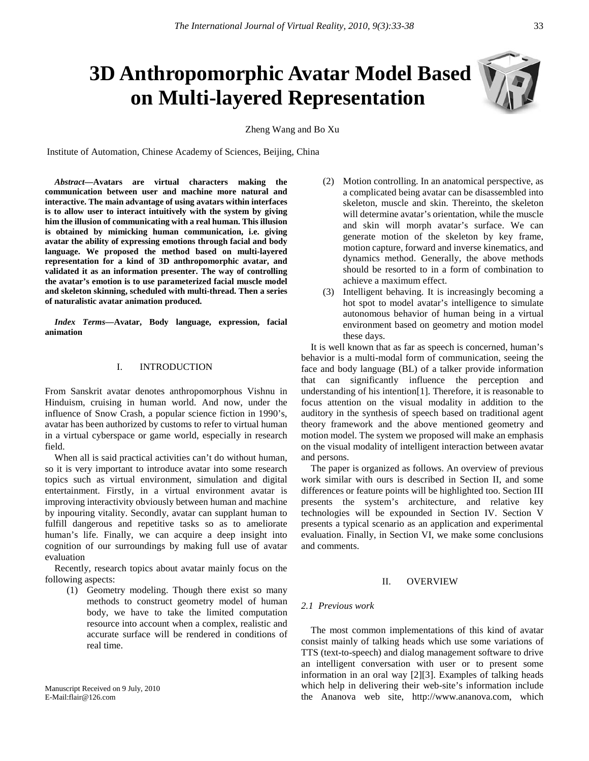# 3D Anthropomorphic Avatar Model Based on Multi-layered Representation

Zheng Wang and Bo Xu

Institute of Automation, Chinese Academy of Sciences, Beijing, China

***Abstract*—Avatars are virtual characters making the communication between user and machine more natural and interactive. The main advantage of using avatars within interfaces is to allow user to interact intuitively with the system by giving him the illusion of communicating with a real human. This illusion is obtained by mimicking human communication, i.e. giving avatar the ability of expressing emotions through facial and body language. We proposed the method based on multi-layered representation for a kind of 3D anthropomorphic avatar, and validated it as an information presenter. The way of controlling the avatar's emotion is to use parameterized facial muscle model and skeleton skinning, scheduled with multi-thread. Then a series of naturalistic avatar animation produced.**

***Index Terms*—Avatar, Body language, expression, facial animation**

## I. INTRODUCTION

From Sanskrit avatar denotes anthropomorphous Vishnu in Hinduism, cruising in human world. And now, under the influence of Snow Crash, a popular science fiction in 1990's, avatar has been authorized by customs to refer to virtual human in a virtual cyberspace or game world, especially in research field.

When all is said practical activities can't do without human, so it is very important to introduce avatar into some research topics such as virtual environment, simulation and digital entertainment. Firstly, in a virtual environment avatar is improving interactivity obviously between human and machine by inpouring vitality. Secondly, avatar can supplant human to fulfill dangerous and repetitive tasks so as to ameliorate human's life. Finally, we can acquire a deep insight into cognition of our surroundings by making full use of avatar evaluation

Recently, research topics about avatar mainly focus on the following aspects:

1. Geometry modeling. Though there exist so many methods to construct geometry model of human body, we have to take the limited computation resource into account when a complex, realistic and accurate surface will be rendered in conditions of real time.
2. Motion controlling. In an anatomical perspective, as a complicated being avatar can be disassembled into skeleton, muscle and skin. Thereinto, the skeleton will determine avatar's orientation, while the muscle and skin will morph avatar's surface. We can generate motion of the skeleton by key frame, motion capture, forward and inverse kinematics, and dynamics method. Generally, the above methods should be resorted to in a form of combination to achieve a maximum effect.
3. Intelligent behaving. It is increasingly becoming a hot spot to model avatar's intelligence to simulate autonomous behavior of human being in a virtual environment based on geometry and motion model these days.

It is well known that as far as speech is concerned, human's behavior is a multi-modal form of communication, seeing the face and body language (BL) of a talker provide information that can significantly influence the perception and understanding of his intention[1]. Therefore, it is reasonable to focus attention on the visual modality in addition to the auditory in the synthesis of speech based on traditional agent theory framework and the above mentioned geometry and motion model. The system we proposed will make an emphasis on the visual modality of intelligent interaction between avatar and persons.

The paper is organized as follows. An overview of previous work similar with ours is described in Section II, and some differences or feature points will be highlighted too. Section III presents the system's architecture, and relative key technologies will be expounded in Section IV. Section V presents a typical scenario as an application and experimental evaluation. Finally, in Section VI, we make some conclusions and comments.

## II. OVERVIEW

### *2.1 Previous work*

The most common implementations of this kind of avatar consist mainly of talking heads which use some variations of TTS (text-to-speech) and dialog management software to drive an intelligent conversation with user or to present some information in an oral way [2][3]. Examples of talking heads which help in delivering their web-site's information include the Ananova web site, http://www.ananova.com, which

Manuscript Received on 9 July, 2010
E-Mail:flair@126.com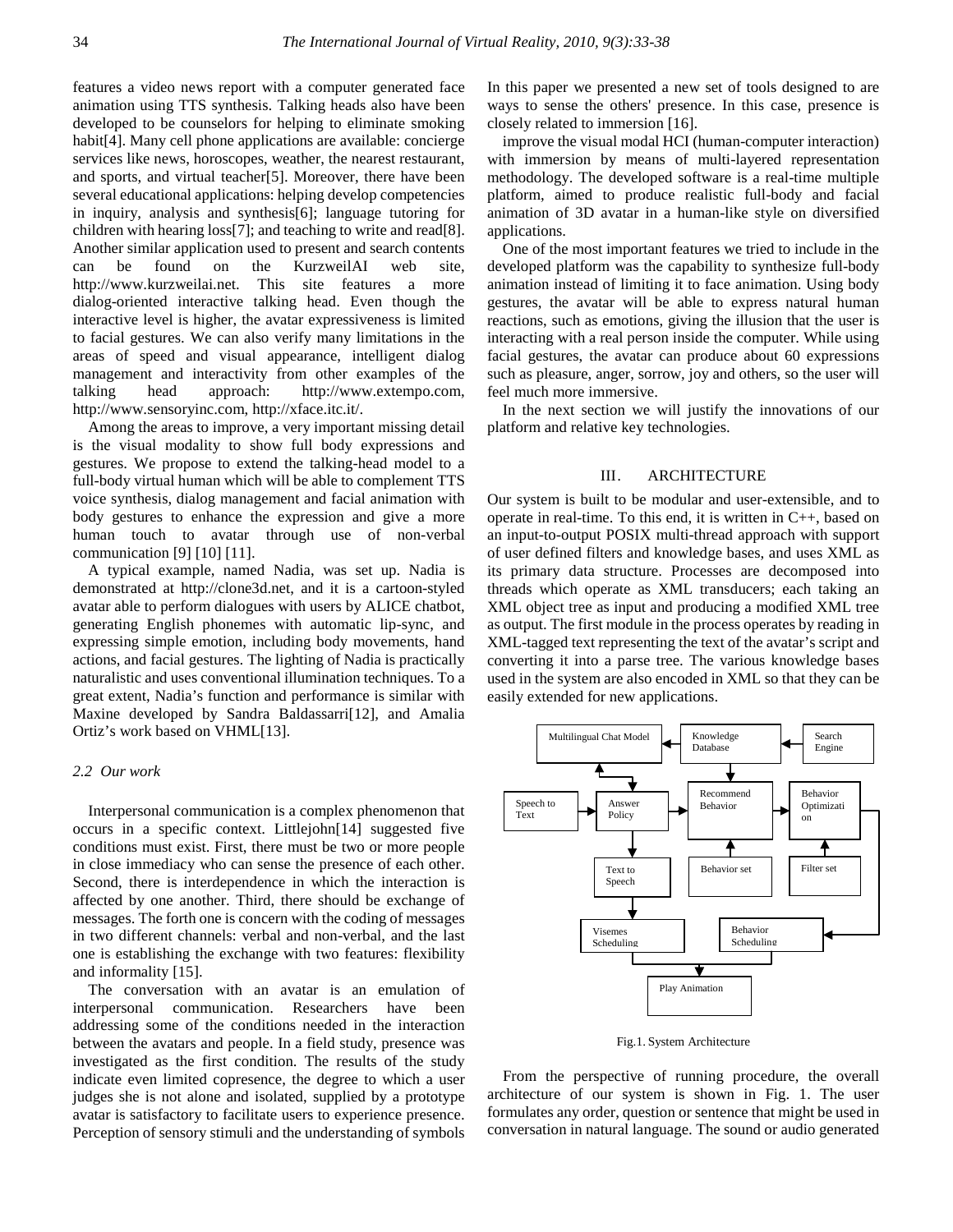features a video news report with a computer generated face animation using TTS synthesis. Talking heads also have been developed to be counselors for helping to eliminate smoking habit[4]. Many cell phone applications are available: concierge services like news, horoscopes, weather, the nearest restaurant, and sports, and virtual teacher[5]. Moreover, there have been several educational applications: helping develop competencies in inquiry, analysis and synthesis[6]; language tutoring for children with hearing loss[7]; and teaching to write and read[8]. Another similar application used to present and search contents can be found on the KurzweilAI web site, http://www.kurzweilai.net. This site features a more dialog-oriented interactive talking head. Even though the interactive level is higher, the avatar expressiveness is limited to facial gestures. We can also verify many limitations in the areas of speed and visual appearance, intelligent dialog management and interactivity from other examples of the talking head approach: http://www.extempo.com, http://www.sensoryinc.com, http://xface.itc.it/.

Among the areas to improve, a very important missing detail is the visual modality to show full body expressions and gestures. We propose to extend the talking-head model to a full-body virtual human which will be able to complement TTS voice synthesis, dialog management and facial animation with body gestures to enhance the expression and give a more human touch to avatar through use of non-verbal communication [9] [10] [11].

A typical example, named Nadia, was set up. Nadia is demonstrated at http://clone3d.net, and it is a cartoon-styled avatar able to perform dialogues with users by ALICE chatbot, generating English phonemes with automatic lip-sync, and expressing simple emotion, including body movements, hand actions, and facial gestures. The lighting of Nadia is practically naturalistic and uses conventional illumination techniques. To a great extent, Nadia's function and performance is similar with Maxine developed by Sandra Baldassarri[12], and Amalia Ortiz's work based on VHML[13].

### 2.2 Our work

Interpersonal communication is a complex phenomenon that occurs in a specific context. Littlejohn[14] suggested five conditions must exist. First, there must be two or more people in close immediacy who can sense the presence of each other. Second, there is interdependence in which the interaction is affected by one another. Third, there should be exchange of messages. The forth one is concern with the coding of messages in two different channels: verbal and non-verbal, and the last one is establishing the exchange with two features: flexibility and informality [15].

The conversation with an avatar is an emulation of interpersonal communication. Researchers have been addressing some of the conditions needed in the interaction between the avatars and people. In a field study, presence was investigated as the first condition. The results of the study indicate even limited copresence, the degree to which a user judges she is not alone and isolated, supplied by a prototype avatar is satisfactory to facilitate users to experience presence. Perception of sensory stimuli and the understanding of symbols are ways to sense the others' presence. In this case, presence is closely related to immersion [16].

In this paper we presented a new set of tools designed to improve the visual modal HCI (human-computer interaction) with immersion by means of multi-layered representation methodology. The developed software is a real-time multiple platform, aimed to produce realistic full-body and facial animation of 3D avatar in a human-like style on diversified applications.

One of the most important features we tried to include in the developed platform was the capability to synthesize full-body animation instead of limiting it to face animation. Using body gestures, the avatar will be able to express natural human reactions, such as emotions, giving the illusion that the user is interacting with a real person inside the computer. While using facial gestures, the avatar can produce about 60 expressions such as pleasure, anger, sorrow, joy and others, so the user will feel much more immersive.

In the next section we will justify the innovations of our platform and relative key technologies.

## III. ARCHITECTURE

Our system is built to be modular and user-extensible, and to operate in real-time. To this end, it is written in C++, based on an input-to-output POSIX multi-thread approach with support of user defined filters and knowledge bases, and uses XML as its primary data structure. Processes are decomposed into threads which operate as XML transducers; each taking an XML object tree as input and producing a modified XML tree as output. The first module in the process operates by reading in XML-tagged text representing the text of the avatar's script and converting it into a parse tree. The various knowledge bases used in the system are also encoded in XML so that they can be easily extended for new applications.

Multilingual Chat Model | Knowledge Database | Search Engine | Speech to Text | Answer Policy | Recommend Behavior | Behavior Optimization | Text to Speech | Behavior set | Filter set | Visemes Scheduling | Behavior Scheduling | Play Animation

Fig.1. System Architecture

From the perspective of running procedure, the overall architecture of our system is shown in Fig. 1. The user formulates any order, question or sentence that might be used in conversation in natural language. The sound or audio generated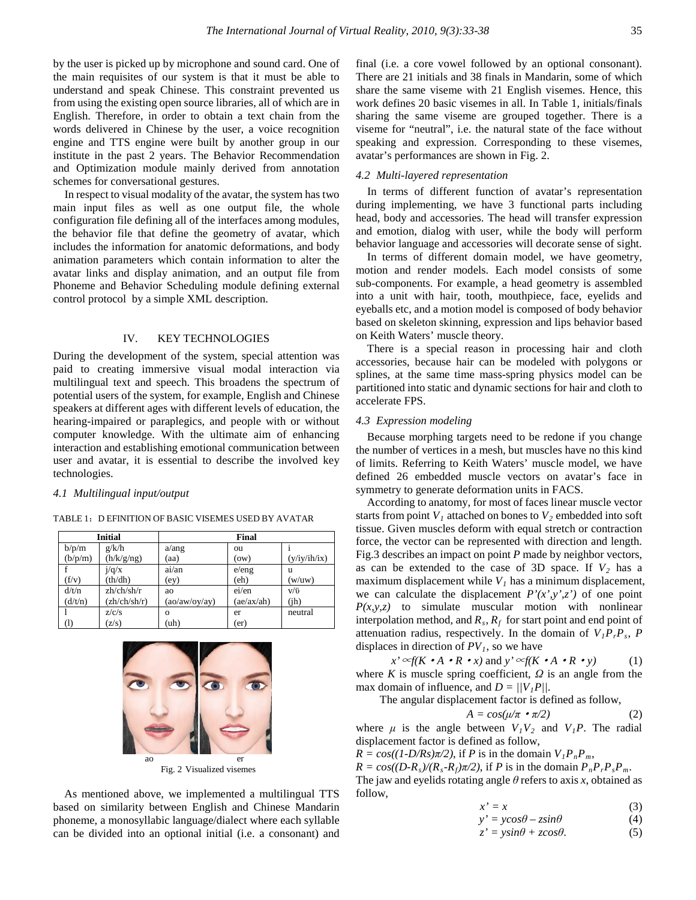by the user is picked up by microphone and sound card. One of the main requisites of our system is that it must be able to understand and speak Chinese. This constraint prevented us from using the existing open source libraries, all of which are in English. Therefore, in order to obtain a text chain from the words delivered in Chinese by the user, a voice recognition engine and TTS engine were built by another group in our institute in the past 2 years. The Behavior Recommendation and Optimization module mainly derived from annotation schemes for conversational gestures.

In respect to visual modality of the avatar, the system has two main input files as well as one output file, the whole configuration file defining all of the interfaces among modules, the behavior file that define the geometry of avatar, which includes the information for anatomic deformations, and body animation parameters which contain information to alter the avatar links and display animation, and an output file from Phoneme and Behavior Scheduling module defining external control protocol by a simple XML description.

## IV. KEY TECHNOLOGIES

During the development of the system, special attention was paid to creating immersive visual modal interaction via multilingual text and speech. This broadens the spectrum of potential users of the system, for example, English and Chinese speakers at different ages with different levels of education, the hearing-impaired or paraplegics, and people with or without computer knowledge. With the ultimate aim of enhancing interaction and establishing emotional communication between user and avatar, it is essential to describe the involved key technologies.

### *4.1 Multilingual input/output*

TABLE 1：D EFINITION OF BASIC VISEMES USED BY AVATAR

| Initial | | Final | | |
|---|---|---|---|---|
| b/p/m (b/p/m) | g/k/h (h/k/g/ng) | a/ang (aa) | ou (ow) | i (y/iy/ih/ix) |
| f (f/v) | j/q/x (th/dh) | ai/an (ey) | e/eng (eh) | u (w/uw) |
| d/t/n (d/t/n) | zh/ch/sh/r (zh/ch/sh/r) | ao (ao/aw/oy/ay) | ei/en (ae/ax/ah) | v/ü (jh) |
| l (l) | z/c/s (z/s) | o (uh) | er (er) | neutral |

ao er

Fig. 2 Visualized visemes

As mentioned above, we implemented a multilingual TTS based on similarity between English and Chinese Mandarin phoneme, a monosyllabic language/dialect where each syllable can be divided into an optional initial (i.e. a consonant) and final (i.e. a core vowel followed by an optional consonant). There are 21 initials and 38 finals in Mandarin, some of which share the same viseme with 21 English visemes. Hence, this work defines 20 basic visemes in all. In Table 1, initials/finals sharing the same viseme are grouped together. There is a viseme for "neutral", i.e. the natural state of the face without speaking and expression. Corresponding to these visemes, avatar's performances are shown in Fig. 2.

### *4.2 Multi-layered representation*

In terms of different function of avatar's representation during implementing, we have 3 functional parts including head, body and accessories. The head will transfer expression and emotion, dialog with user, while the body will perform behavior language and accessories will decorate sense of sight.

In terms of different domain model, we have geometry, motion and render models. Each model consists of some sub-components. For example, a head geometry is assembled into a unit with hair, tooth, mouthpiece, face, eyelids and eyeballs etc, and a motion model is composed of body behavior based on skeleton skinning, expression and lips behavior based on Keith Waters' muscle theory.

There is a special reason in processing hair and cloth accessories, because hair can be modeled with polygons or splines, at the same time mass-spring physics model can be partitioned into static and dynamic sections for hair and cloth to accelerate FPS.

### *4.3 Expression modeling*

Because morphing targets need to be redone if you change the number of vertices in a mesh, but muscles have no this kind of limits. Referring to Keith Waters' muscle model, we have defined 26 embedded muscle vectors on avatar's face in symmetry to generate deformation units in FACS.

According to anatomy, for most of faces linear muscle vector starts from point $V_1$ attached on bones to $V_2$ embedded into soft tissue. Given muscles deform with equal stretch or contraction force, the vector can be represented with direction and length. Fig.3 describes an impact on point $P$ made by neighbor vectors, as can be extended to the case of 3D space. If $V_2$ has a maximum displacement while $V_1$ has a minimum displacement, we can calculate the displacement $P'(x',y',z')$ of one point $P(x,y,z)$ to simulate muscular motion with nonlinear interpolation method, and $R_s$, $R_f$ for start point and end point of attenuation radius, respectively. In the domain of $V_1P_rP_s$, $P$ displaces in direction of $PV_1$, so we have

$$x' \propto f(K \cdot A \cdot R \cdot x) \text{ and } y' \propto f(K \cdot A \cdot R \cdot y) \quad (1)$$

where $K$ is muscle spring coefficient, $\Omega$ is an angle from the max domain of influence, and $D = ||V_1P||$.

The angular displacement factor is defined as follow,

$$A = cos(\mu/\pi \cdot \pi/2) \quad (2)$$

where $\mu$ is the angle between $V_1V_2$ and $V_1P$. The radial displacement factor is defined as follow,

$R = cos((1\text{-}D/Rs)\pi/2)$, if $P$ is in the domain $V_1P_nP_m$,

$R = cos((D\text{-}R_s)/(R_s\text{-}R_f)\pi/2)$, if $P$ is in the domain $P_nP_rP_sP_m$.

The jaw and eyelids rotating angle $\theta$ refers to axis $x$, obtained as follow,

$$x' = x \quad (3)$$

$$y' = ycos\theta - zsin\theta \quad (4)$$

$$z' = ysin\theta + zcos\theta. \quad (5)$$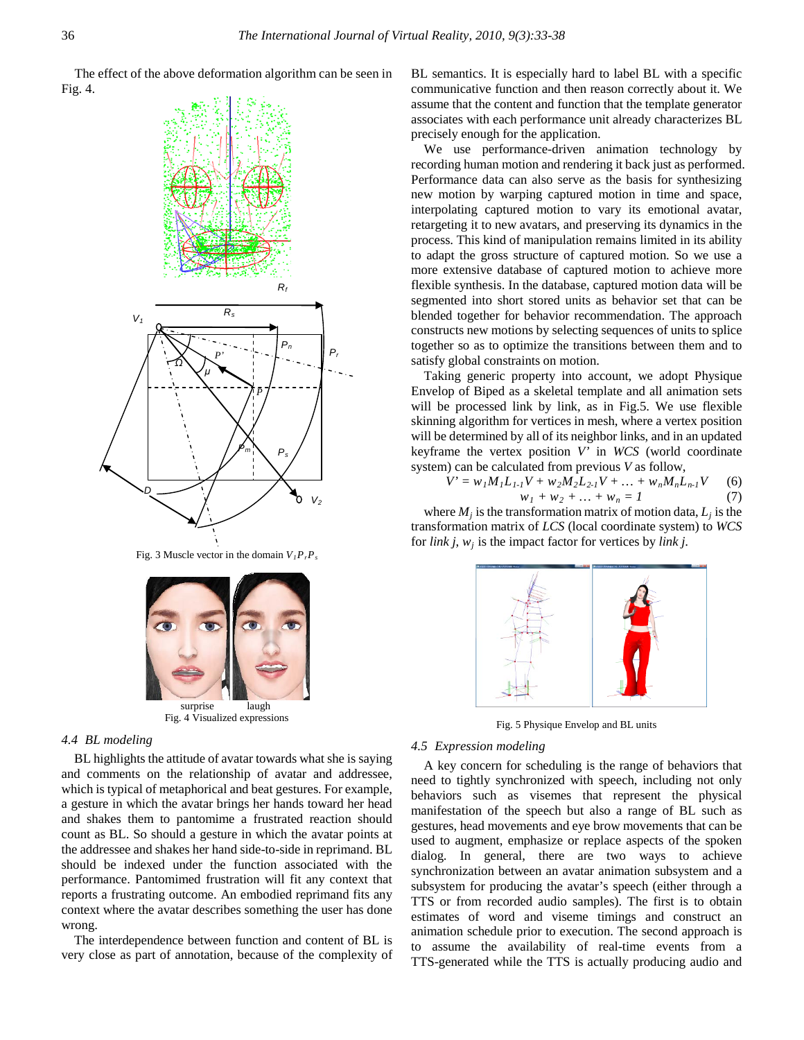The effect of the above deformation algorithm can be seen in Fig. 4.

Fig. 3 Muscle vector in the domain $V_1P_rP_s$

surprise laugh

Fig. 4 Visualized expressions

### 4.4 BL modeling

BL highlights the attitude of avatar towards what she is saying and comments on the relationship of avatar and addressee, which is typical of metaphorical and beat gestures. For example, a gesture in which the avatar brings her hands toward her head and shakes them to pantomime a frustrated reaction should count as BL. So should a gesture in which the avatar points at the addressee and shakes her hand side-to-side in reprimand. BL should be indexed under the function associated with the performance. Pantomimed frustration will fit any context that reports a frustrating outcome. An embodied reprimand fits any context where the avatar describes something the user has done wrong.

The interdependence between function and content of BL is very close as part of annotation, because of the complexity of BL semantics. It is especially hard to label BL with a specific communicative function and then reason correctly about it. We assume that the content and function that the template generator associates with each performance unit already characterizes BL precisely enough for the application.

We use performance-driven animation technology by recording human motion and rendering it back just as performed. Performance data can also serve as the basis for synthesizing new motion by warping captured motion in time and space, interpolating captured motion to vary its emotional avatar, retargeting it to new avatars, and preserving its dynamics in the process. This kind of manipulation remains limited in its ability to adapt the gross structure of captured motion. So we use a more extensive database of captured motion to achieve more flexible synthesis. In the database, captured motion data will be segmented into short stored units as behavior set that can be blended together for behavior recommendation. The approach constructs new motions by selecting sequences of units to splice together so as to optimize the transitions between them and to satisfy global constraints on motion.

Taking generic property into account, we adopt Physique Envelop of Biped as a skeletal template and all animation sets will be processed link by link, as in Fig.5. We use flexible skinning algorithm for vertices in mesh, where a vertex position will be determined by all of its neighbor links, and in an updated keyframe the vertex position $V'$ in *WCS* (world coordinate system) can be calculated from previous $V$ as follow,

$$V' = w_1M_1L_{1-1}V + w_2M_2L_{2-1}V + \ldots + w_nM_nL_{n-1}V \qquad (6)$$

$$w_1 + w_2 + \ldots + w_n = 1 \qquad (7)$$

where $M_j$ is the transformation matrix of motion data, $L_j$ is the transformation matrix of *LCS* (local coordinate system) to *WCS* for *link j*, $w_j$ is the impact factor for vertices by *link j*.

Fig. 5 Physique Envelop and BL units

### 4.5 Expression modeling

A key concern for scheduling is the range of behaviors that need to tightly synchronized with speech, including not only behaviors such as visemes that represent the physical manifestation of the speech but also a range of BL such as gestures, head movements and eye brow movements that can be used to augment, emphasize or replace aspects of the spoken dialog. In general, there are two ways to achieve synchronization between an avatar animation subsystem and a subsystem for producing the avatar's speech (either through a TTS or from recorded audio samples). The first is to obtain estimates of word and viseme timings and construct an animation schedule prior to execution. The second approach is to assume the availability of real-time events from a TTS-generated while the TTS is actually producing audio and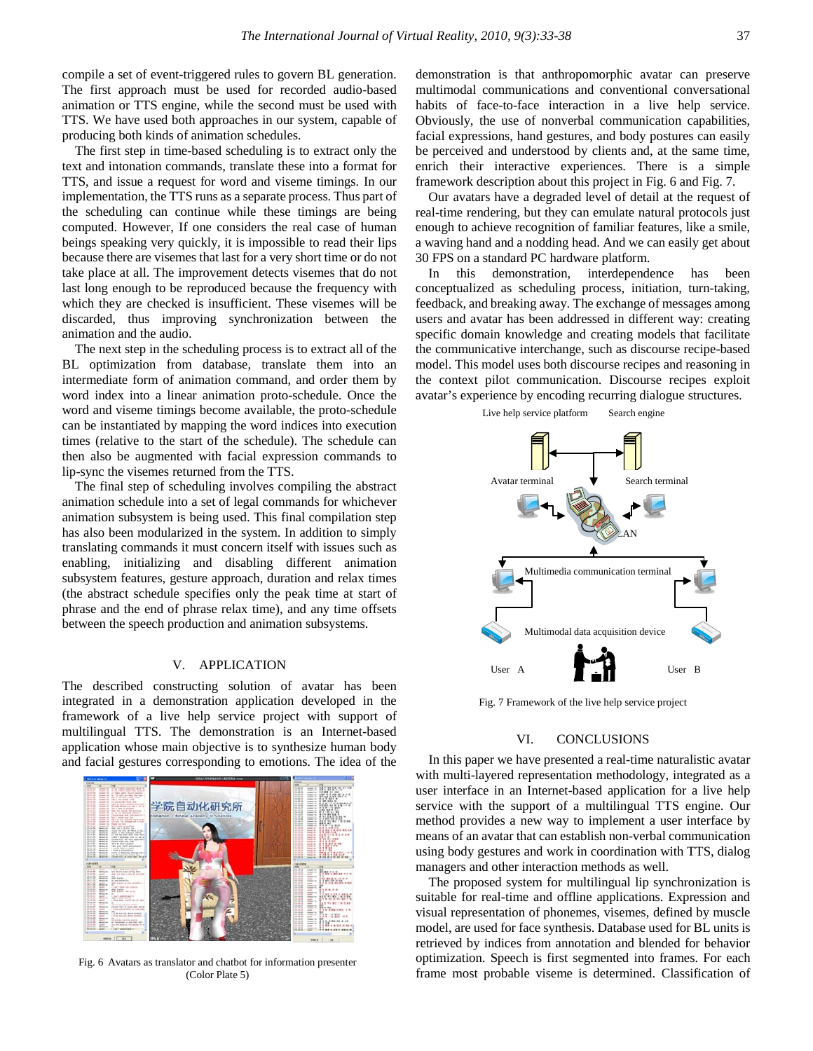compile a set of event-triggered rules to govern BL generation. The first approach must be used for recorded audio-based animation or TTS engine, while the second must be used with TTS. We have used both approaches in our system, capable of producing both kinds of animation schedules.

The first step in time-based scheduling is to extract only the text and intonation commands, translate these into a format for TTS, and issue a request for word and viseme timings. In our implementation, the TTS runs as a separate process. Thus part of the scheduling can continue while these timings are being computed. However, If one considers the real case of human beings speaking very quickly, it is impossible to read their lips because there are visemes that last for a very short time or do not take place at all. The improvement detects visemes that do not last long enough to be reproduced because the frequency with which they are checked is insufficient. These visemes will be discarded, thus improving synchronization between the animation and the audio.

The next step in the scheduling process is to extract all of the BL optimization from database, translate them into an intermediate form of animation command, and order them by word index into a linear animation proto-schedule. Once the word and viseme timings become available, the proto-schedule can be instantiated by mapping the word indices into execution times (relative to the start of the schedule). The schedule can then also be augmented with facial expression commands to lip-sync the visemes returned from the TTS.

The final step of scheduling involves compiling the abstract animation schedule into a set of legal commands for whichever animation subsystem is being used. This final compilation step has also been modularized in the system. In addition to simply translating commands it must concern itself with issues such as enabling, initializing and disabling different animation subsystem features, gesture approach, duration and relax times (the abstract schedule specifies only the peak time at start of phrase and the end of phrase relax time), and any time offsets between the speech production and animation subsystems.

## V. APPLICATION

The described constructing solution of avatar has been integrated in a demonstration application developed in the framework of a live help service project with support of multilingual TTS. The demonstration is an Internet-based application whose main objective is to synthesize human body and facial gestures corresponding to emotions. The idea of the demonstration is that anthropomorphic avatar can preserve multimodal communications and conventional conversational habits of face-to-face interaction in a live help service. Obviously, the use of nonverbal communication capabilities, facial expressions, hand gestures, and body postures can easily be perceived and understood by clients and, at the same time, enrich their interactive experiences. There is a simple framework description about this project in Fig. 6 and Fig. 7.

Fig. 6 Avatars as translator and chatbot for information presenter (Color Plate 5)

Our avatars have a degraded level of detail at the request of real-time rendering, but they can emulate natural protocols just enough to achieve recognition of familiar features, like a smile, a waving hand and a nodding head. And we can easily get about 30 FPS on a standard PC hardware platform.

In this demonstration, interdependence has been conceptualized as scheduling process, initiation, turn-taking, feedback, and breaking away. The exchange of messages among users and avatar has been addressed in different way: creating specific domain knowledge and creating models that facilitate the communicative interchange, such as discourse recipe-based model. This model uses both discourse recipes and reasoning in the context pilot communication. Discourse recipes exploit avatar's experience by encoding recurring dialogue structures.

Fig. 7 Framework of the live help service project

## VI. CONCLUSIONS

In this paper we have presented a real-time naturalistic avatar with multi-layered representation methodology, integrated as a user interface in an Internet-based application for a live help service with the support of a multilingual TTS engine. Our method provides a new way to implement a user interface by means of an avatar that can establish non-verbal communication using body gestures and work in coordination with TTS, dialog managers and other interaction methods as well.

The proposed system for multilingual lip synchronization is suitable for real-time and offline applications. Expression and visual representation of phonemes, visemes, defined by muscle model, are used for face synthesis. Database used for BL units is retrieved by indices from annotation and blended for behavior optimization. Speech is first segmented into frames. For each frame most probable viseme is determined. Classification of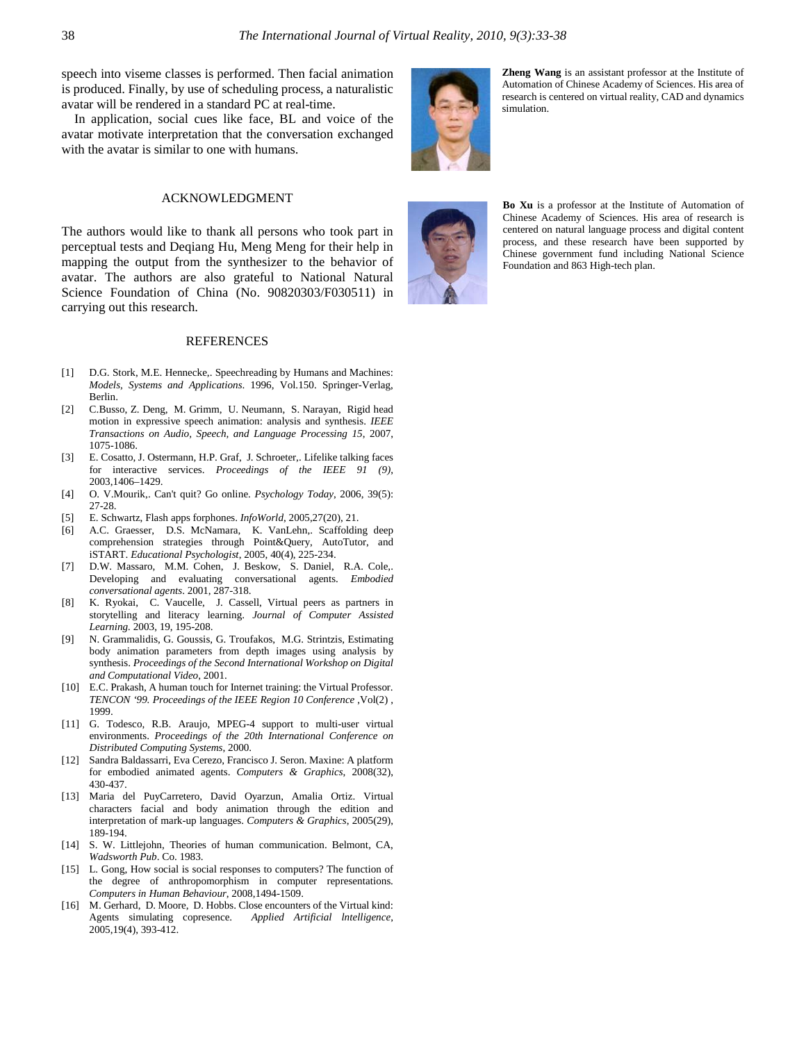speech into viseme classes is performed. Then facial animation is produced. Finally, by use of scheduling process, a naturalistic avatar will be rendered in a standard PC at real-time.

In application, social cues like face, BL and voice of the avatar motivate interpretation that the conversation exchanged with the avatar is similar to one with humans.

## ACKNOWLEDGMENT

The authors would like to thank all persons who took part in perceptual tests and Deqiang Hu, Meng Meng for their help in mapping the output from the synthesizer to the behavior of avatar. The authors are also grateful to National Natural Science Foundation of China (No. 90820303/F030511) in carrying out this research.

## REFERENCES

[1] D.G. Stork, M.E. Hennecke,. Speechreading by Humans and Machines: *Models, Systems and Applications*. 1996, Vol.150. Springer-Verlag, Berlin.

[2] C.Busso, Z. Deng, M. Grimm, U. Neumann, S. Narayan, Rigid head motion in expressive speech animation: analysis and synthesis. *IEEE Transactions on Audio, Speech, and Language Processing 15*, 2007, 1075-1086.

[3] E. Cosatto, J. Ostermann, H.P. Graf, J. Schroeter,. Lifelike talking faces for interactive services. *Proceedings of the IEEE 91 (9)*, 2003,1406–1429.

[4] O. V.Mourik,. Can't quit? Go online. *Psychology Today*, 2006, 39(5): 27-28.

[5] E. Schwartz, Flash apps forphones. *InfoWorld*, 2005,27(20), 21.

[6] A.C. Graesser, D.S. McNamara, K. VanLehn,. Scaffolding deep comprehension strategies through Point&Query, AutoTutor, and iSTART. *Educational Psychologist*, 2005, 40(4), 225-234.

[7] D.W. Massaro, M.M. Cohen, J. Beskow, S. Daniel, R.A. Cole,. Developing and evaluating conversational agents. *Embodied conversational agents*. 2001, 287-318.

[8] K. Ryokai, C. Vaucelle, J. Cassell, Virtual peers as partners in storytelling and literacy learning. *Journal of Computer Assisted Learning.* 2003, 19, 195-208.

[9] N. Grammalidis, G. Goussis, G. Troufakos, M.G. Strintzis, Estimating body animation parameters from depth images using analysis by synthesis. *Proceedings of the Second International Workshop on Digital and Computational Video*, 2001.

[10] E.C. Prakash, A human touch for Internet training: the Virtual Professor. *TENCON '99. Proceedings of the IEEE Region 10 Conference* ,Vol(2) , 1999.

[11] G. Todesco, R.B. Araujo, MPEG-4 support to multi-user virtual environments. *Proceedings of the 20th International Conference on Distributed Computing Systems*, 2000.

[12] Sandra Baldassarri, Eva Cerezo, Francisco J. Seron. Maxine: A platform for embodied animated agents. *Computers & Graphics*, 2008(32), 430-437.

[13] Maria del PuyCarretero, David Oyarzun, Amalia Ortiz. Virtual characters facial and body animation through the edition and interpretation of mark-up languages. *Computers & Graphics*, 2005(29), 189-194.

[14] S. W. Littlejohn, Theories of human communication. Belmont, CA, *Wadsworth Pub*. Co. 1983.

[15] L. Gong, How social is social responses to computers? The function of the degree of anthropomorphism in computer representations. *Computers in Human Behaviour*, 2008,1494-1509.

[16] M. Gerhard, D. Moore, D. Hobbs. Close encounters of the Virtual kind: Agents simulating copresence. *Applied Artificial lntelligence*, 2005,19(4), 393-412.

**Zheng Wang** is an assistant professor at the Institute of Automation of Chinese Academy of Sciences. His area of research is centered on virtual reality, CAD and dynamics simulation.

**Bo Xu** is a professor at the Institute of Automation of Chinese Academy of Sciences. His area of research is centered on natural language process and digital content process, and these research have been supported by Chinese government fund including National Science Foundation and 863 High-tech plan.